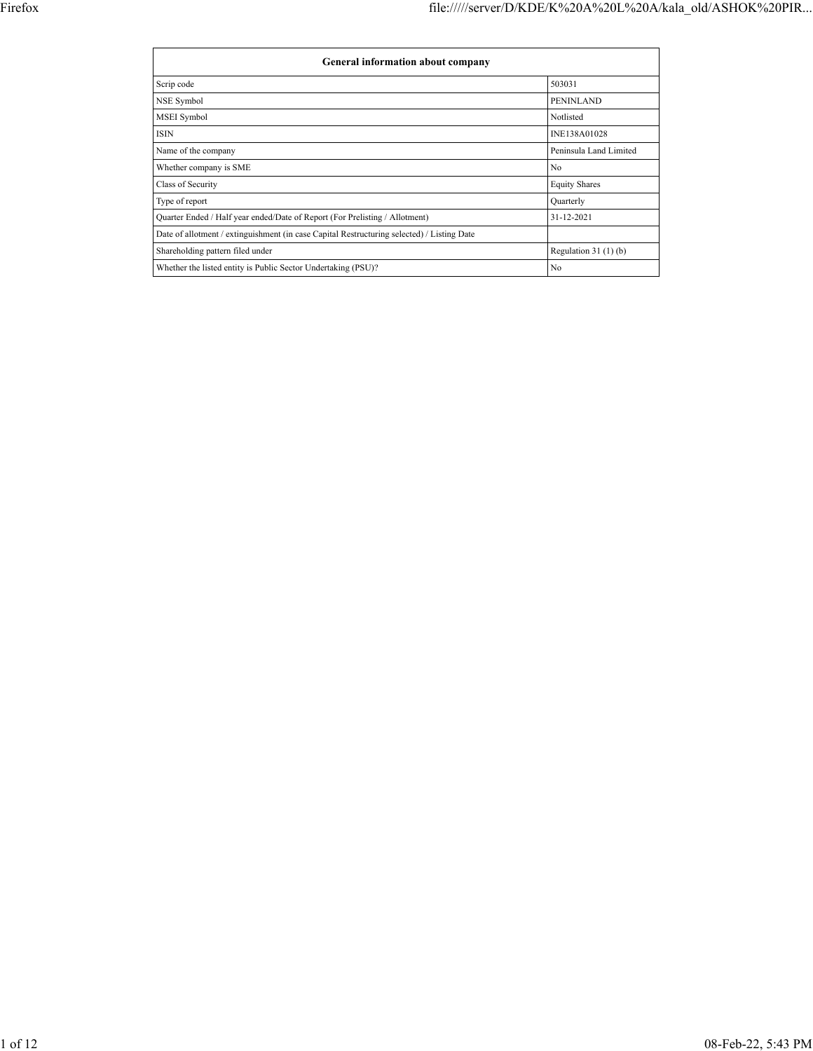| General information about company | |
|---|---|
| Scrip code | 503031 |
| NSE Symbol | PENINLAND |
| MSEI Symbol | Notlisted |
| ISIN | INE138A01028 |
| Name of the company | Peninsula Land Limited |
| Whether company is SME | No |
| Class of Security | Equity Shares |
| Type of report | Quarterly |
| Quarter Ended / Half year ended/Date of Report (For Prelisting / Allotment) | 31-12-2021 |
| Date of allotment / extinguishment (in case Capital Restructuring selected) / Listing Date | |
| Shareholding pattern filed under | Regulation 31 (1) (b) |
| Whether the listed entity is Public Sector Undertaking (PSU)? | No |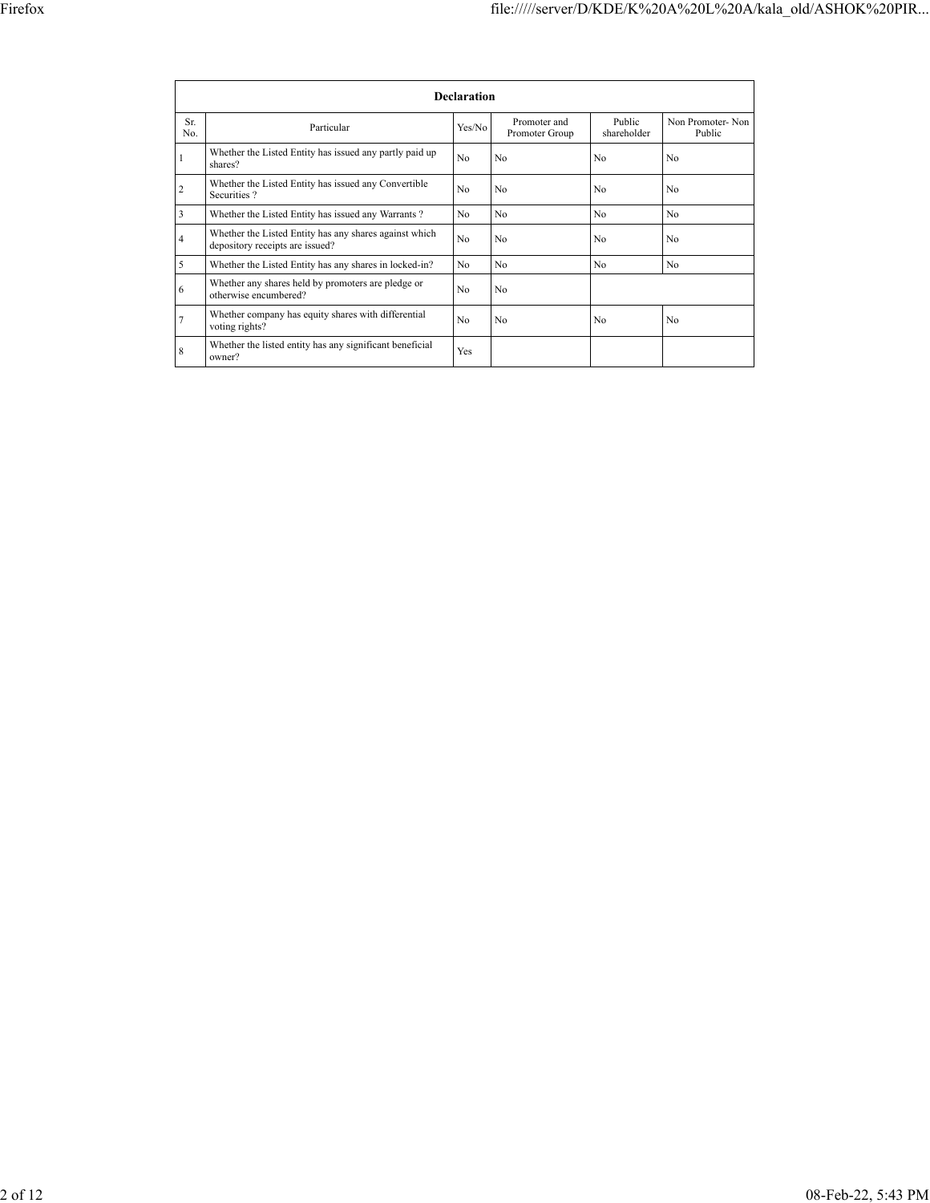| Declaration | | | | | |
|---|---|---|---|---|---|
| Sr. No. | Particular | Yes/No | Promoter and Promoter Group | Public shareholder | Non Promoter- Non Public |
| 1 | Whether the Listed Entity has issued any partly paid up shares? | No | No | No | No |
| 2 | Whether the Listed Entity has issued any Convertible Securities ? | No | No | No | No |
| 3 | Whether the Listed Entity has issued any Warrants ? | No | No | No | No |
| 4 | Whether the Listed Entity has any shares against which depository receipts are issued? | No | No | No | No |
| 5 | Whether the Listed Entity has any shares in locked-in? | No | No | No | No |
| 6 | Whether any shares held by promoters are pledge or otherwise encumbered? | No | No | | |
| 7 | Whether company has equity shares with differential voting rights? | No | No | No | No |
| 8 | Whether the listed entity has any significant beneficial owner? | Yes | | | |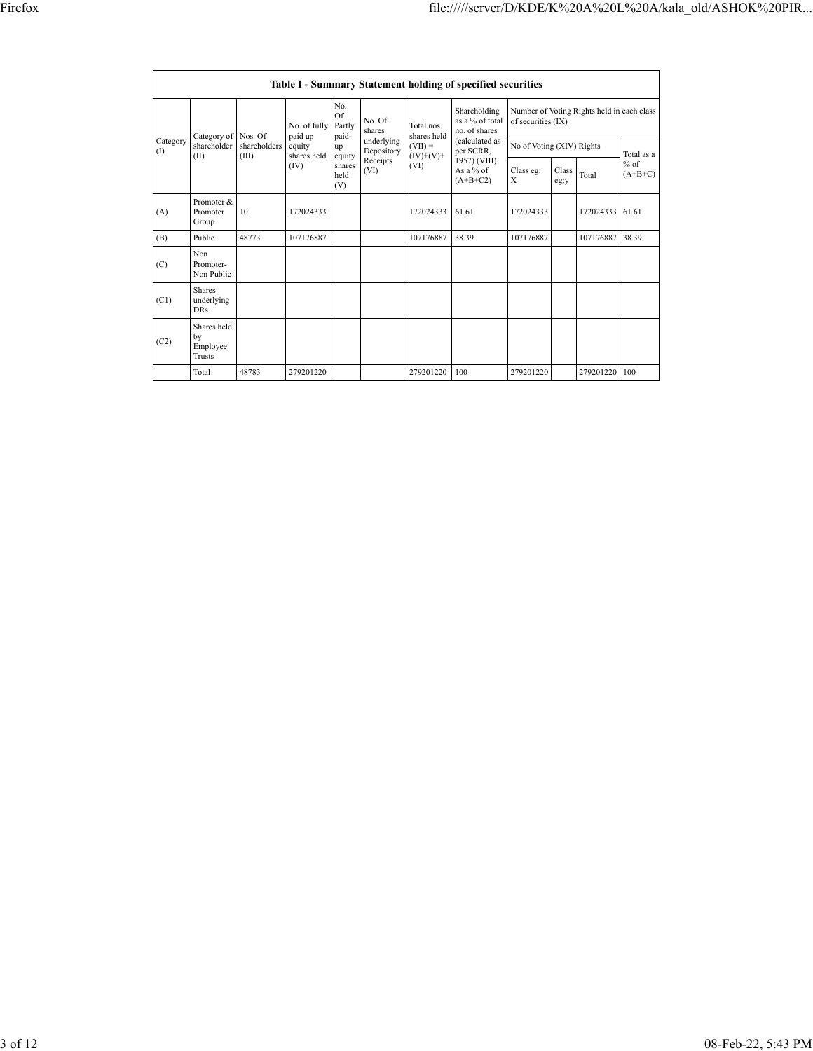| Table I - Summary Statement holding of specified securities | | | | | | | | | | | | |
|---|---|---|---|---|---|---|---|---|---|---|---|---|
| Category (I) | Category of shareholder (II) | Nos. Of shareholders (III) | No. of fully paid up equity shares held (IV) | No. Of Partly paid-up equity shares held (V) | No. Of shares underlying Depository Receipts (VI) | Total nos. shares held (VII) = (IV)+(V)+ (VI) | Shareholding as a % of total no. of shares (calculated as per SCRR, 1957) (VIII) As a % of (A+B+C2) | Number of Voting Rights held in each class of securities (IX) | | | |
| | | | | | | | | No of Voting (XIV) Rights | | | Total as a % of (A+B+C) |
| | | | | | | | | Class eg: X | Class eg:y | Total | |
| (A) | Promoter & Promoter Group | 10 | 172024333 | | | 172024333 | 61.61 | 172024333 | | 172024333 | 61.61 |
| (B) | Public | 48773 | 107176887 | | | 107176887 | 38.39 | 107176887 | | 107176887 | 38.39 |
| (C) | Non Promoter-Non Public | | | | | | | | | | |
| (C1) | Shares underlying DRs | | | | | | | | | | |
| (C2) | Shares held by Employee Trusts | | | | | | | | | | |
| | Total | 48783 | 279201220 | | | 279201220 | 100 | 279201220 | | 279201220 | 100 |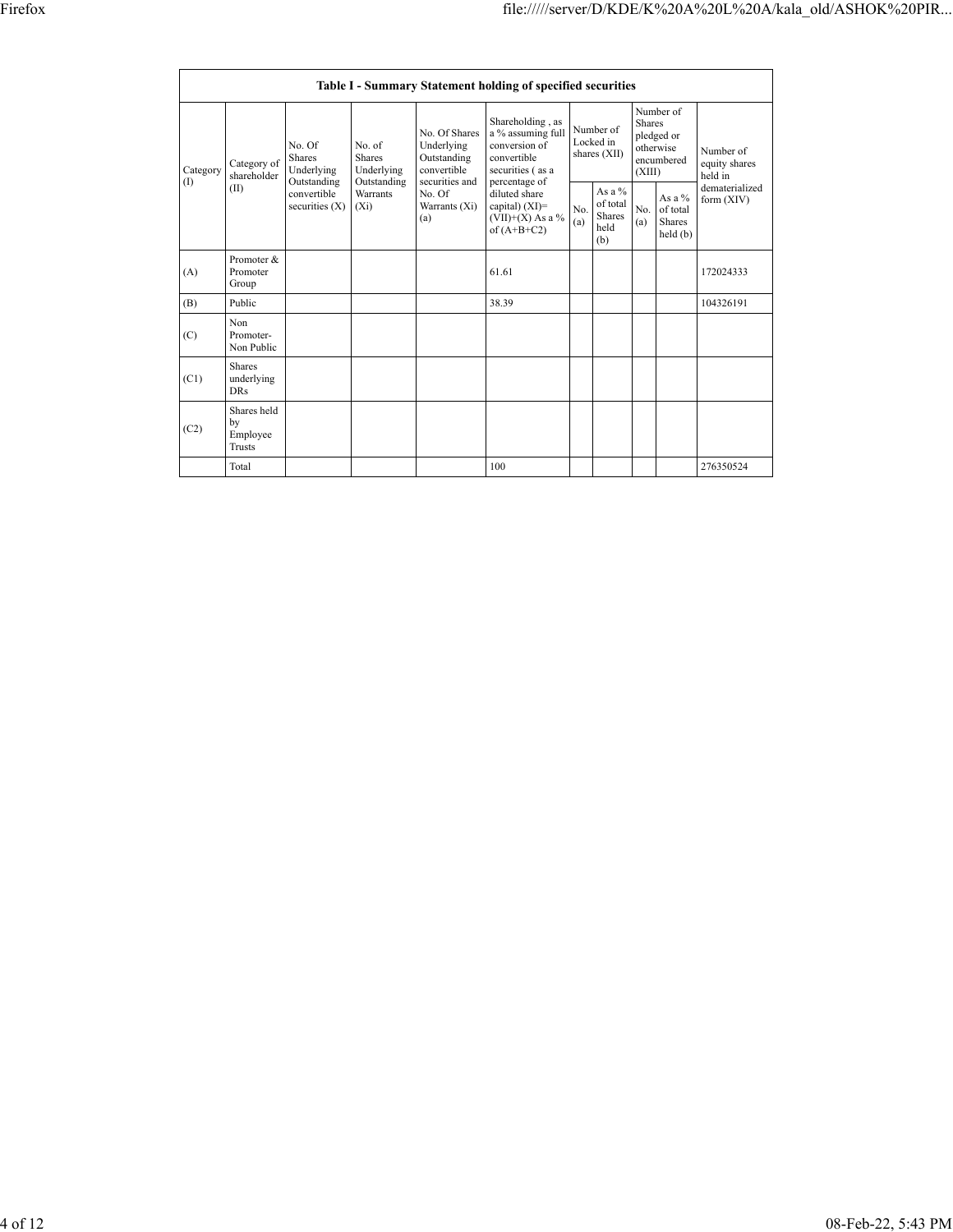| Table I - Summary Statement holding of specified securities | | | | | | | | | | |
|---|---|---|---|---|---|---|---|---|---|---|
| Category (I) | Category of shareholder (II) | No. Of Shares Underlying Outstanding convertible securities (X) | No. of Shares Underlying Outstanding Warrants (Xi) | No. Of Shares Underlying Outstanding convertible securities and No. Of Warrants (Xi) (a) | Shareholding , as a % assuming full conversion of convertible securities ( as a percentage of diluted share capital) (XI)= (VII)+(X) As a % of (A+B+C2) | Number of Locked in shares (XII) | | Number of Shares pledged or otherwise encumbered (XIII) | | Number of equity shares held in dematerialized form (XIV) |
| | | | | | | No. (a) | As a % of total Shares held (b) | No. (a) | As a % of total Shares held (b) | |
| (A) | Promoter & Promoter Group | | | | 61.61 | | | | | 172024333 |
| (B) | Public | | | | 38.39 | | | | | 104326191 |
| (C) | Non Promoter- Non Public | | | | | | | | | |
| (C1) | Shares underlying DRs | | | | | | | | | |
| (C2) | Shares held by Employee Trusts | | | | | | | | | |
| | Total | | | | 100 | | | | | 276350524 |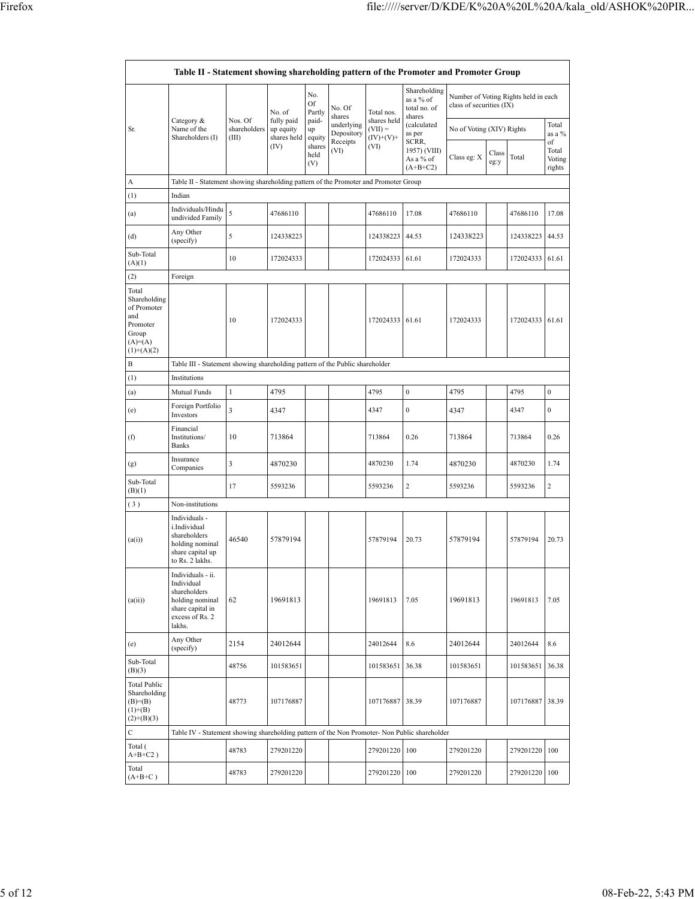| Table II - Statement showing shareholding pattern of the Promoter and Promoter Group | | | | | | | | | | | | |
|---|---|---|---|---|---|---|---|---|---|---|---|---|
| Sr. | Category & Name of the Shareholders (I) | Nos. Of shareholders (III) | No. of fully paid up equity shares held (IV) | No. Of Partly paid-up equity shares held (V) | No. Of shares underlying Depository Receipts (VI) | Total nos. shares held (VII) = (IV)+(V)+ (VI) | Shareholding as a % of total no. of shares (calculated as per SCRR, 1957) (VIII) As a % of (A+B+C2) | Number of Voting Rights held in each class of securities (IX) | | | |
| | | | | | | | | No of Voting (XIV) Rights | | | Total as a % of Total Voting rights |
| | | | | | | | | Class eg: X | Class eg:y | Total | |
| A | Table II - Statement showing shareholding pattern of the Promoter and Promoter Group | | | | | | | | | | |
| (1) | Indian | | | | | | | | | | |
| (a) | Individuals/Hindu undivided Family | 5 | 47686110 | | | 47686110 | 17.08 | 47686110 | | 47686110 | 17.08 |
| (d) | Any Other (specify) | 5 | 124338223 | | | 124338223 | 44.53 | 124338223 | | 124338223 | 44.53 |
| Sub-Total (A)(1) | | 10 | 172024333 | | | 172024333 | 61.61 | 172024333 | | 172024333 | 61.61 |
| (2) | Foreign | | | | | | | | | | |
| Total Shareholding of Promoter and Promoter Group (A)=(A)(1)+(A)(2) | | 10 | 172024333 | | | 172024333 | 61.61 | 172024333 | | 172024333 | 61.61 |
| B | Table III - Statement showing shareholding pattern of the Public shareholder | | | | | | | | | | |
| (1) | Institutions | | | | | | | | | | |
| (a) | Mutual Funds | 1 | 4795 | | | 4795 | 0 | 4795 | | 4795 | 0 |
| (e) | Foreign Portfolio Investors | 3 | 4347 | | | 4347 | 0 | 4347 | | 4347 | 0 |
| (f) | Financial Institutions/ Banks | 10 | 713864 | | | 713864 | 0.26 | 713864 | | 713864 | 0.26 |
| (g) | Insurance Companies | 3 | 4870230 | | | 4870230 | 1.74 | 4870230 | | 4870230 | 1.74 |
| Sub-Total (B)(1) | | 17 | 5593236 | | | 5593236 | 2 | 5593236 | | 5593236 | 2 |
| (3) | Non-institutions | | | | | | | | | | |
| (a(i)) | Individuals - i.Individual shareholders holding nominal share capital up to Rs. 2 lakhs. | 46540 | 57879194 | | | 57879194 | 20.73 | 57879194 | | 57879194 | 20.73 |
| (a(ii)) | Individuals - ii. Individual shareholders holding nominal share capital in excess of Rs. 2 lakhs. | 62 | 19691813 | | | 19691813 | 7.05 | 19691813 | | 19691813 | 7.05 |
| (e) | Any Other (specify) | 2154 | 24012644 | | | 24012644 | 8.6 | 24012644 | | 24012644 | 8.6 |
| Sub-Total (B)(3) | | 48756 | 101583651 | | | 101583651 | 36.38 | 101583651 | | 101583651 | 36.38 |
| Total Public Shareholding (B)=(B)(1)+(B)(2)+(B)(3) | | 48773 | 107176887 | | | 107176887 | 38.39 | 107176887 | | 107176887 | 38.39 |
| C | Table IV - Statement showing shareholding pattern of the Non Promoter- Non Public shareholder | | | | | | | | | | |
| Total ( A+B+C2 ) | | 48783 | 279201220 | | | 279201220 | 100 | 279201220 | | 279201220 | 100 |
| Total (A+B+C ) | | 48783 | 279201220 | | | 279201220 | 100 | 279201220 | | 279201220 | 100 |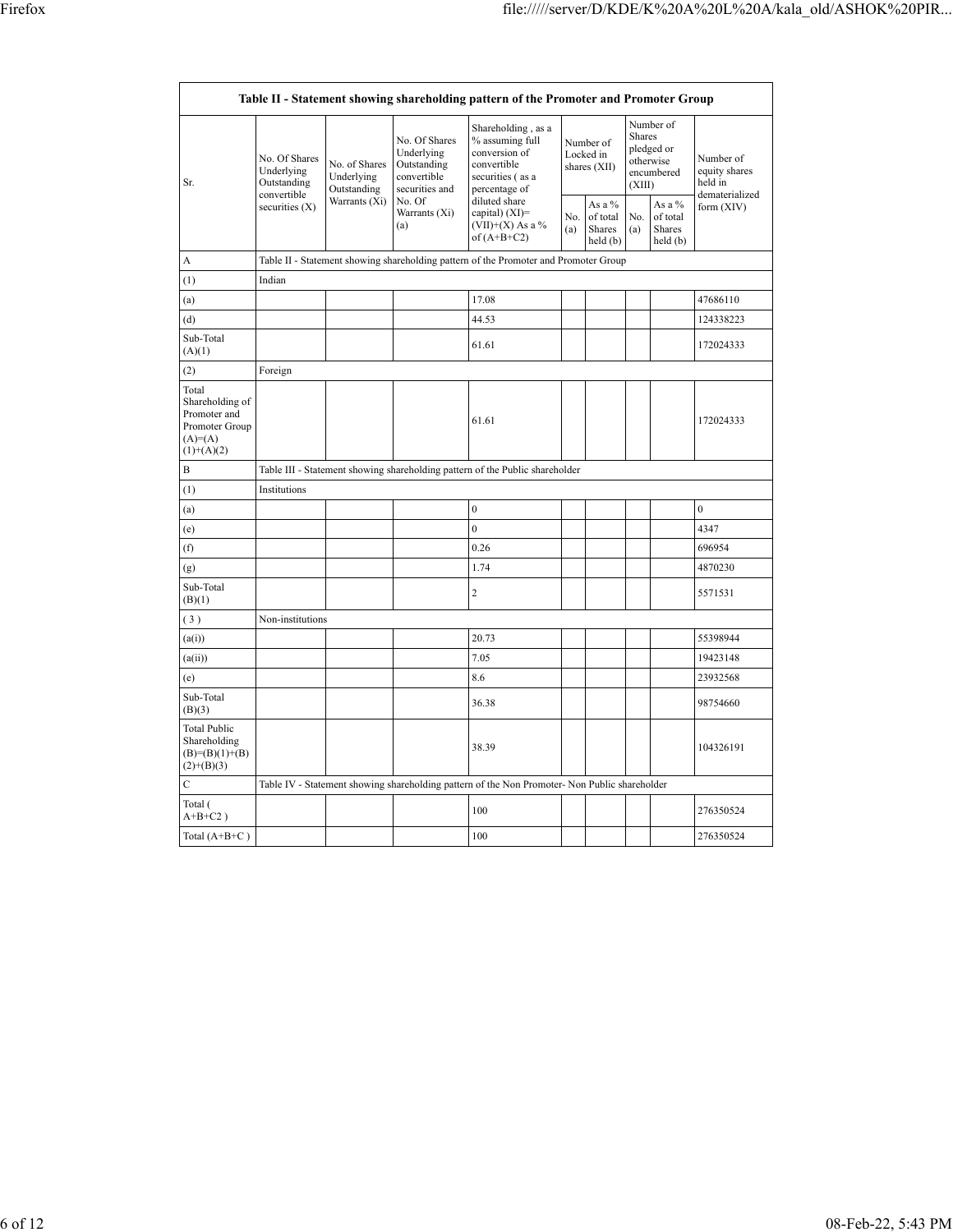| Table II - Statement showing shareholding pattern of the Promoter and Promoter Group | | | | | | | | | |
|---|---|---|---|---|---|---|---|---|---|
| Sr. | No. Of Shares Underlying Outstanding convertible securities (X) | No. of Shares Underlying Outstanding Warrants (Xi) | No. Of Shares Underlying Outstanding convertible securities and No. Of Warrants (Xi) (a) | Shareholding , as a % assuming full conversion of convertible securities ( as a percentage of diluted share capital) (XI)= (VII)+(X) As a % of (A+B+C2) | Number of Locked in shares (XII) | | Number of Shares pledged or otherwise encumbered (XIII) | | Number of equity shares held in dematerialized form (XIV) |
| | | | | | No. (a) | As a % of total Shares held (b) | No. (a) | As a % of total Shares held (b) | |
| A | Table II - Statement showing shareholding pattern of the Promoter and Promoter Group | | | | | | | | |
| (1) | Indian | | | | | | | | |
| (a) | | | | 17.08 | | | | | 47686110 |
| (d) | | | | 44.53 | | | | | 124338223 |
| Sub-Total (A)(1) | | | | 61.61 | | | | | 172024333 |
| (2) | Foreign | | | | | | | | |
| Total Shareholding of Promoter and Promoter Group (A)=(A)(1)+(A)(2) | | | | 61.61 | | | | | 172024333 |
| B | Table III - Statement showing shareholding pattern of the Public shareholder | | | | | | | | |
| (1) | Institutions | | | | | | | | |
| (a) | | | | 0 | | | | | 0 |
| (e) | | | | 0 | | | | | 4347 |
| (f) | | | | 0.26 | | | | | 696954 |
| (g) | | | | 1.74 | | | | | 4870230 |
| Sub-Total (B)(1) | | | | 2 | | | | | 5571531 |
| ( 3 ) | Non-institutions | | | | | | | | |
| (a(i)) | | | | 20.73 | | | | | 55398944 |
| (a(ii)) | | | | 7.05 | | | | | 19423148 |
| (e) | | | | 8.6 | | | | | 23932568 |
| Sub-Total (B)(3) | | | | 36.38 | | | | | 98754660 |
| Total Public Shareholding (B)=(B)(1)+(B)(2)+(B)(3) | | | | 38.39 | | | | | 104326191 |
| C | Table IV - Statement showing shareholding pattern of the Non Promoter- Non Public shareholder | | | | | | | | |
| Total ( A+B+C2 ) | | | | 100 | | | | | 276350524 |
| Total (A+B+C ) | | | | 100 | | | | | 276350524 |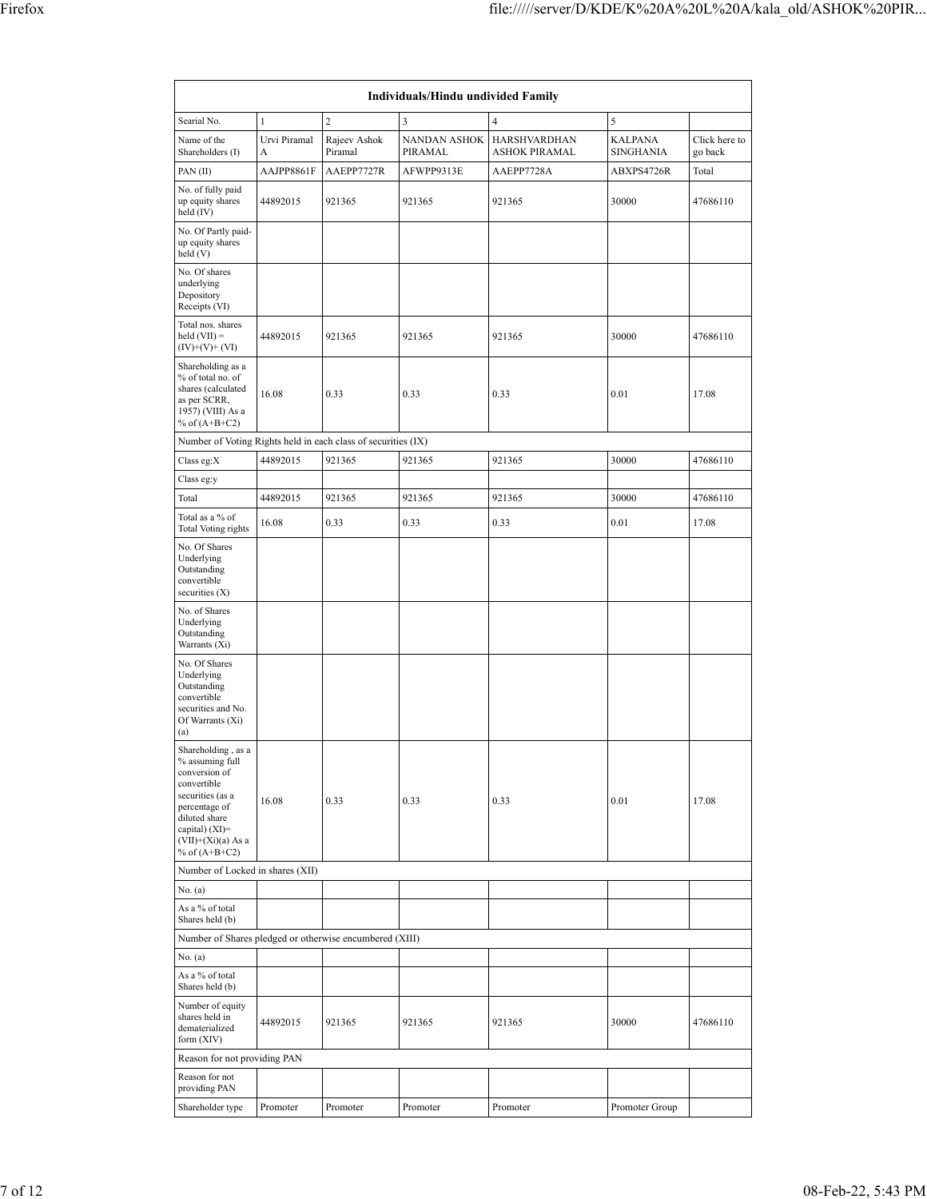| Individuals/Hindu undivided Family | | | | | | |
|---|---|---|---|---|---|---|
| Searial No. | 1 | 2 | 3 | 4 | 5 | |
| Name of the Shareholders (I) | Urvi Piramal A | Rajeev Ashok Piramal | NANDAN ASHOK PIRAMAL | HARSHVARDHAN ASHOK PIRAMAL | KALPANA SINGHANIA | Click here to go back |
| PAN (II) | AAJPP8861F | AAEPP7727R | AFWPP9313E | AAEPP7728A | ABXPS4726R | Total |
| No. of fully paid up equity shares held (IV) | 44892015 | 921365 | 921365 | 921365 | 30000 | 47686110 |
| No. Of Partly paid-up equity shares held (V) | | | | | | |
| No. Of shares underlying Depository Receipts (VI) | | | | | | |
| Total nos. shares held (VII) = (IV)+(V)+ (VI) | 44892015 | 921365 | 921365 | 921365 | 30000 | 47686110 |
| Shareholding as a % of total no. of shares (calculated as per SCRR, 1957) (VIII) As a % of (A+B+C2) | 16.08 | 0.33 | 0.33 | 0.33 | 0.01 | 17.08 |
| Number of Voting Rights held in each class of securities (IX) | | | | | | |
| Class eg:X | 44892015 | 921365 | 921365 | 921365 | 30000 | 47686110 |
| Class eg:y | | | | | | |
| Total | 44892015 | 921365 | 921365 | 921365 | 30000 | 47686110 |
| Total as a % of Total Voting rights | 16.08 | 0.33 | 0.33 | 0.33 | 0.01 | 17.08 |
| No. Of Shares Underlying Outstanding convertible securities (X) | | | | | | |
| No. of Shares Underlying Outstanding Warrants (Xi) | | | | | | |
| No. Of Shares Underlying Outstanding convertible securities and No. Of Warrants (Xi) (a) | | | | | | |
| Shareholding , as a % assuming full conversion of convertible securities (as a percentage of diluted share capital) (XI)= (VII)+(Xi)(a) As a % of (A+B+C2) | 16.08 | 0.33 | 0.33 | 0.33 | 0.01 | 17.08 |
| Number of Locked in shares (XII) | | | | | | |
| No. (a) | | | | | | |
| As a % of total Shares held (b) | | | | | | |
| Number of Shares pledged or otherwise encumbered (XIII) | | | | | | |
| No. (a) | | | | | | |
| As a % of total Shares held (b) | | | | | | |
| Number of equity shares held in dematerialized form (XIV) | 44892015 | 921365 | 921365 | 921365 | 30000 | 47686110 |
| Reason for not providing PAN | | | | | | |
| Reason for not providing PAN | | | | | | |
| Shareholder type | Promoter | Promoter | Promoter | Promoter | Promoter Group | |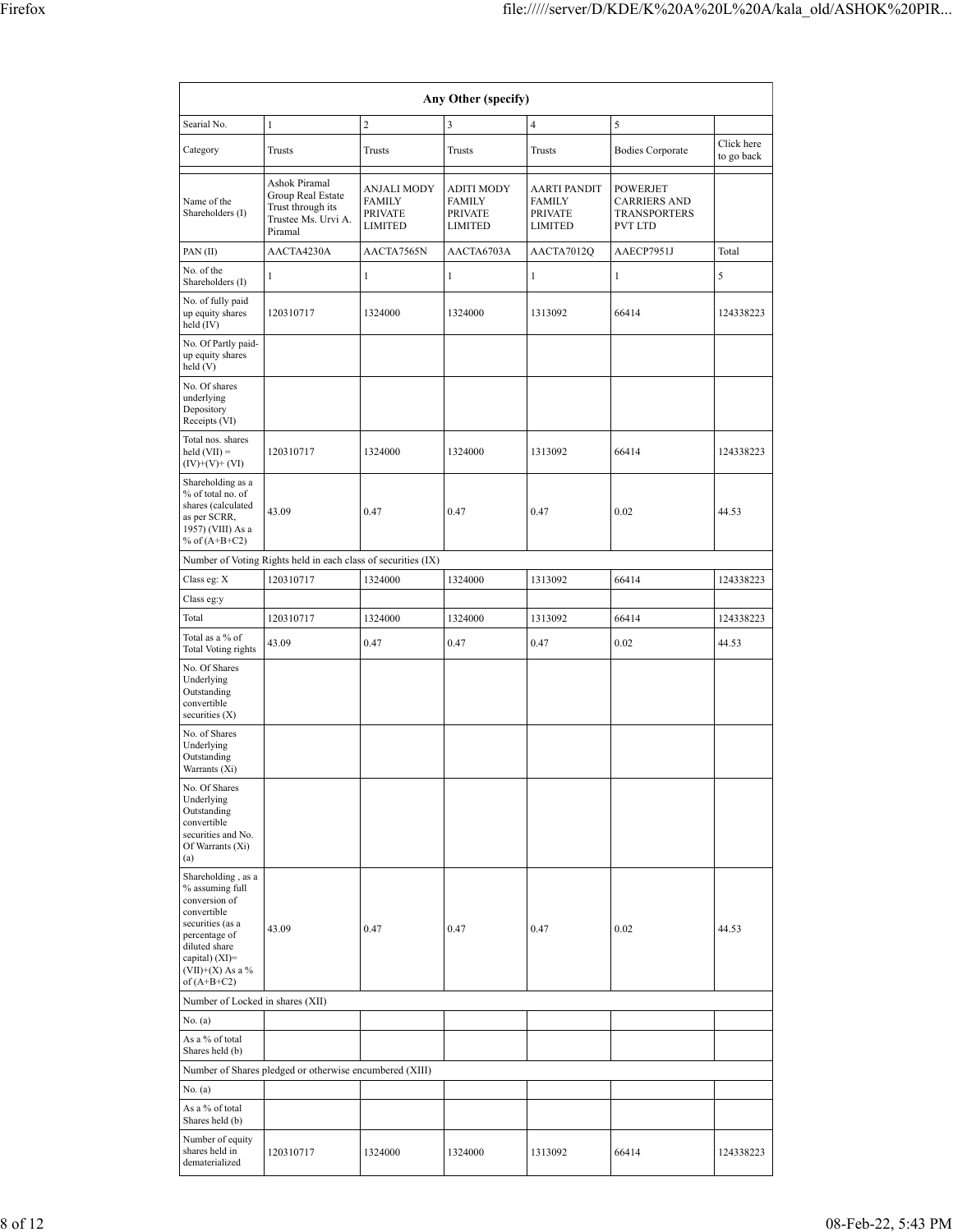| Any Other (specify) | | | | | | |
|---|---|---|---|---|---|---|
| Searial No. | 1 | 2 | 3 | 4 | 5 | |
| Category | Trusts | Trusts | Trusts | Trusts | Bodies Corporate | Click here to go back |
| | | | | | | |
| Name of the Shareholders (I) | Ashok Piramal Group Real Estate Trust through its Trustee Ms. Urvi A. Piramal | ANJALI MODY FAMILY PRIVATE LIMITED | ADITI MODY FAMILY PRIVATE LIMITED | AARTI PANDIT FAMILY PRIVATE LIMITED | POWERJET CARRIERS AND TRANSPORTERS PVT LTD | |
| PAN (II) | AACTA4230A | AACTA7565N | AACTA6703A | AACTA7012Q | AAECP7951J | Total |
| No. of the Shareholders (I) | 1 | 1 | 1 | 1 | 1 | 5 |
| No. of fully paid up equity shares held (IV) | 120310717 | 1324000 | 1324000 | 1313092 | 66414 | 124338223 |
| No. Of Partly paid-up equity shares held (V) | | | | | | |
| No. Of shares underlying Depository Receipts (VI) | | | | | | |
| Total nos. shares held (VII) = (IV)+(V)+ (VI) | 120310717 | 1324000 | 1324000 | 1313092 | 66414 | 124338223 |
| Shareholding as a % of total no. of shares (calculated as per SCRR, 1957) (VIII) As a % of (A+B+C2) | 43.09 | 0.47 | 0.47 | 0.47 | 0.02 | 44.53 |
| Number of Voting Rights held in each class of securities (IX) | | | | | | |
| Class eg: X | 120310717 | 1324000 | 1324000 | 1313092 | 66414 | 124338223 |
| Class eg:y | | | | | | |
| Total | 120310717 | 1324000 | 1324000 | 1313092 | 66414 | 124338223 |
| Total as a % of Total Voting rights | 43.09 | 0.47 | 0.47 | 0.47 | 0.02 | 44.53 |
| No. Of Shares Underlying Outstanding convertible securities (X) | | | | | | |
| No. of Shares Underlying Outstanding Warrants (Xi) | | | | | | |
| No. Of Shares Underlying Outstanding convertible securities and No. Of Warrants (Xi) (a) | | | | | | |
| Shareholding , as a % assuming full conversion of convertible securities (as a percentage of diluted share capital) (XI)= (VII)+(X) As a % of (A+B+C2) | 43.09 | 0.47 | 0.47 | 0.47 | 0.02 | 44.53 |
| Number of Locked in shares (XII) | | | | | | |
| No. (a) | | | | | | |
| As a % of total Shares held (b) | | | | | | |
| Number of Shares pledged or otherwise encumbered (XIII) | | | | | | |
| No. (a) | | | | | | |
| As a % of total Shares held (b) | | | | | | |
| Number of equity shares held in dematerialized | 120310717 | 1324000 | 1324000 | 1313092 | 66414 | 124338223 |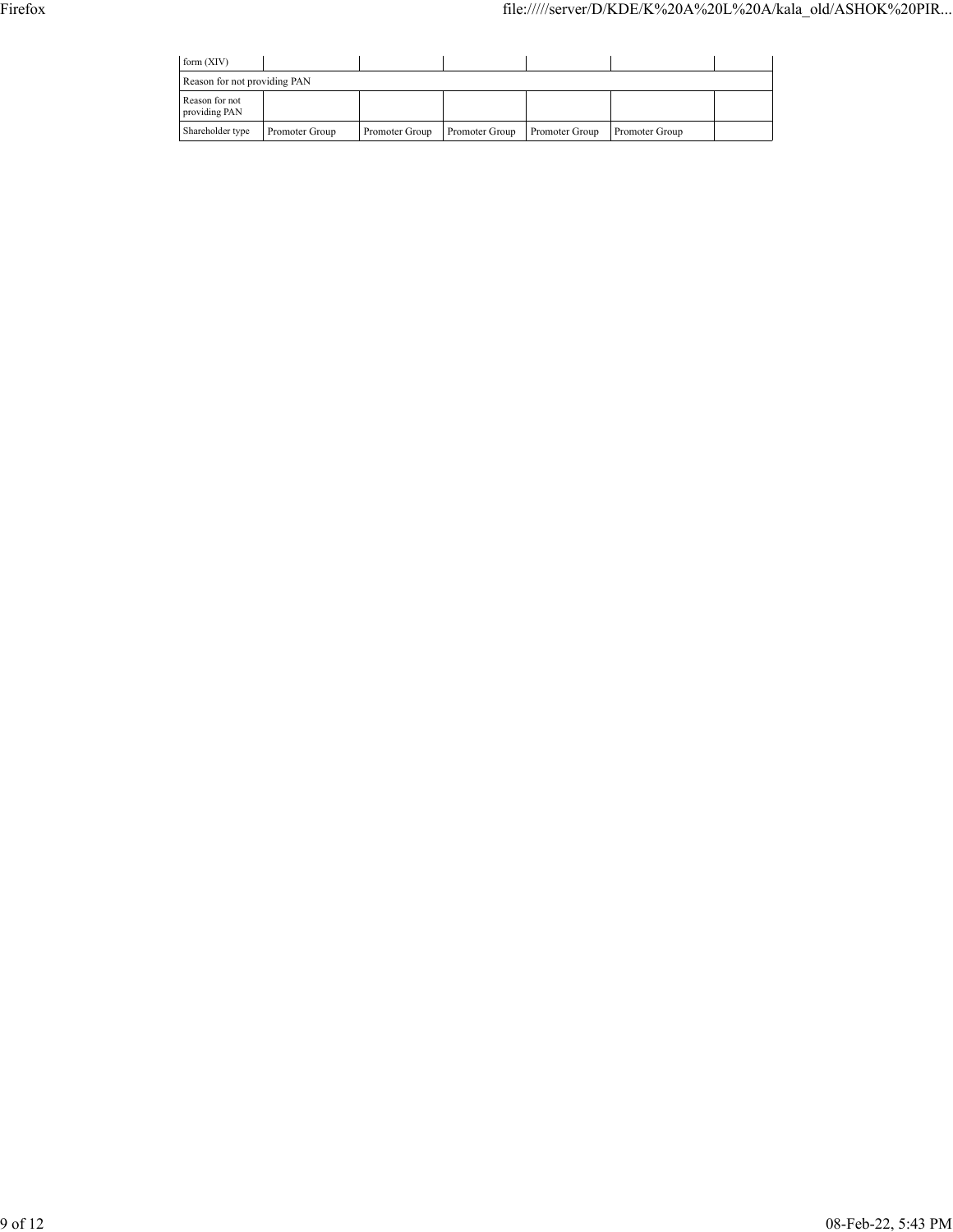| form (XIV) | | | | | | |
| --- | --- | --- | --- | --- | --- | --- |
| Reason for not providing PAN | | | | | | |
| Reason for not providing PAN | | | | | | |
| Shareholder type | Promoter Group | Promoter Group | Promoter Group | Promoter Group | Promoter Group | |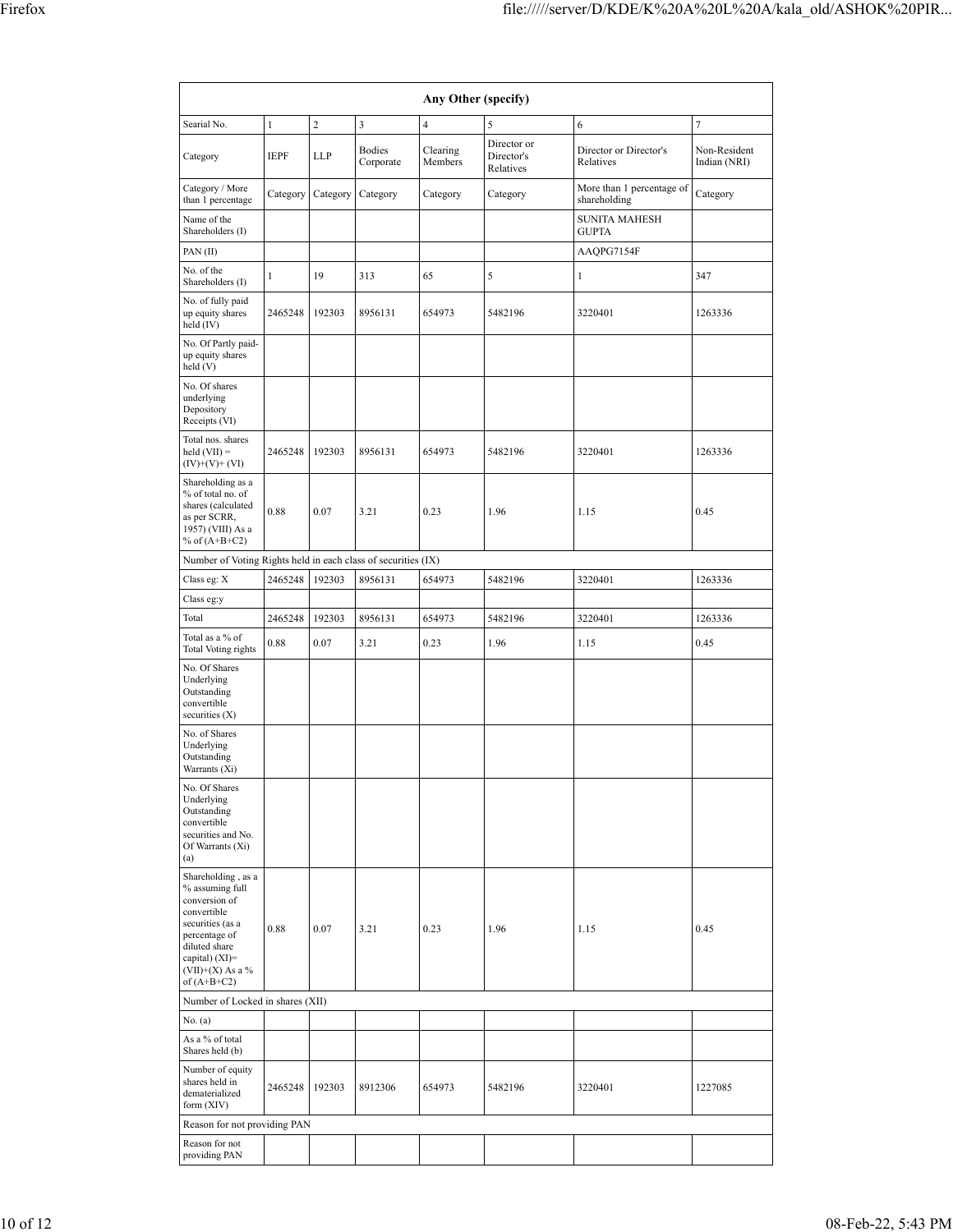| Any Other (specify) | | | | | | | |
|---|---|---|---|---|---|---|---|
| Searial No. | 1 | 2 | 3 | 4 | 5 | 6 | 7 |
| Category | IEPF | LLP | Bodies Corporate | Clearing Members | Director or Director's Relatives | Director or Director's Relatives | Non-Resident Indian (NRI) |
| Category / More than 1 percentage | Category | Category | Category | Category | Category | More than 1 percentage of shareholding | Category |
| Name of the Shareholders (I) | | | | | | SUNITA MAHESH GUPTA | |
| PAN (II) | | | | | | AAQPG7154F | |
| No. of the Shareholders (I) | 1 | 19 | 313 | 65 | 5 | 1 | 347 |
| No. of fully paid up equity shares held (IV) | 2465248 | 192303 | 8956131 | 654973 | 5482196 | 3220401 | 1263336 |
| No. Of Partly paid-up equity shares held (V) | | | | | | | |
| No. Of shares underlying Depository Receipts (VI) | | | | | | | |
| Total nos. shares held (VII) = (IV)+(V)+ (VI) | 2465248 | 192303 | 8956131 | 654973 | 5482196 | 3220401 | 1263336 |
| Shareholding as a % of total no. of shares (calculated as per SCRR, 1957) (VIII) As a % of (A+B+C2) | 0.88 | 0.07 | 3.21 | 0.23 | 1.96 | 1.15 | 0.45 |
| Number of Voting Rights held in each class of securities (IX) | | | | | | | |
| Class eg: X | 2465248 | 192303 | 8956131 | 654973 | 5482196 | 3220401 | 1263336 |
| Class eg:y | | | | | | | |
| Total | 2465248 | 192303 | 8956131 | 654973 | 5482196 | 3220401 | 1263336 |
| Total as a % of Total Voting rights | 0.88 | 0.07 | 3.21 | 0.23 | 1.96 | 1.15 | 0.45 |
| No. Of Shares Underlying Outstanding convertible securities (X) | | | | | | | |
| No. of Shares Underlying Outstanding Warrants (Xi) | | | | | | | |
| No. Of Shares Underlying Outstanding convertible securities and No. Of Warrants (Xi) (a) | | | | | | | |
| Shareholding , as a % assuming full conversion of convertible securities (as a percentage of diluted share capital) (XI)= (VII)+(X) As a % of (A+B+C2) | 0.88 | 0.07 | 3.21 | 0.23 | 1.96 | 1.15 | 0.45 |
| Number of Locked in shares (XII) | | | | | | | |
| No. (a) | | | | | | | |
| As a % of total Shares held (b) | | | | | | | |
| Number of equity shares held in dematerialized form (XIV) | 2465248 | 192303 | 8912306 | 654973 | 5482196 | 3220401 | 1227085 |
| Reason for not providing PAN | | | | | | | |
| Reason for not providing PAN | | | | | | | |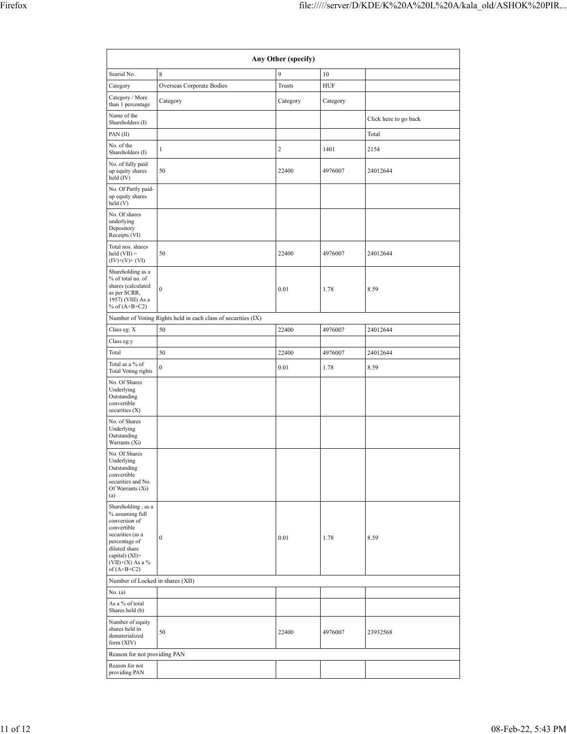| Any Other (specify) | | | | |
|---|---|---|---|---|
| Searial No. | 8 | 9 | 10 | |
| Category | Overseas Corporate Bodies | Trusts | HUF | |
| Category / More than 1 percentage | Category | Category | Category | |
| Name of the Shareholders (I) | | | | Click here to go back |
| PAN (II) | | | | Total |
| No. of the Shareholders (I) | 1 | 2 | 1401 | 2154 |
| No. of fully paid up equity shares held (IV) | 50 | 22400 | 4976007 | 24012644 |
| No. Of Partly paid-up equity shares held (V) | | | | |
| No. Of shares underlying Depository Receipts (VI) | | | | |
| Total nos. shares held (VII) = (IV)+(V)+ (VI) | 50 | 22400 | 4976007 | 24012644 |
| Shareholding as a % of total no. of shares (calculated as per SCRR, 1957) (VIII) As a % of (A+B+C2) | 0 | 0.01 | 1.78 | 8.59 |
| Number of Voting Rights held in each class of securities (IX) | | | | |
| Class eg: X | 50 | 22400 | 4976007 | 24012644 |
| Class eg:y | | | | |
| Total | 50 | 22400 | 4976007 | 24012644 |
| Total as a % of Total Voting rights | 0 | 0.01 | 1.78 | 8.59 |
| No. Of Shares Underlying Outstanding convertible securities (X) | | | | |
| No. of Shares Underlying Outstanding Warrants (Xi) | | | | |
| No. Of Shares Underlying Outstanding convertible securities and No. Of Warrants (Xi) (a) | | | | |
| Shareholding , as a % assuming full conversion of convertible securities (as a percentage of diluted share capital) (XI)= (VII)+(X) As a % of (A+B+C2) | 0 | 0.01 | 1.78 | 8.59 |
| Number of Locked in shares (XII) | | | | |
| No. (a) | | | | |
| As a % of total Shares held (b) | | | | |
| Number of equity shares held in dematerialized form (XIV) | 50 | 22400 | 4976007 | 23932568 |
| Reason for not providing PAN | | | | |
| Reason for not providing PAN | | | | |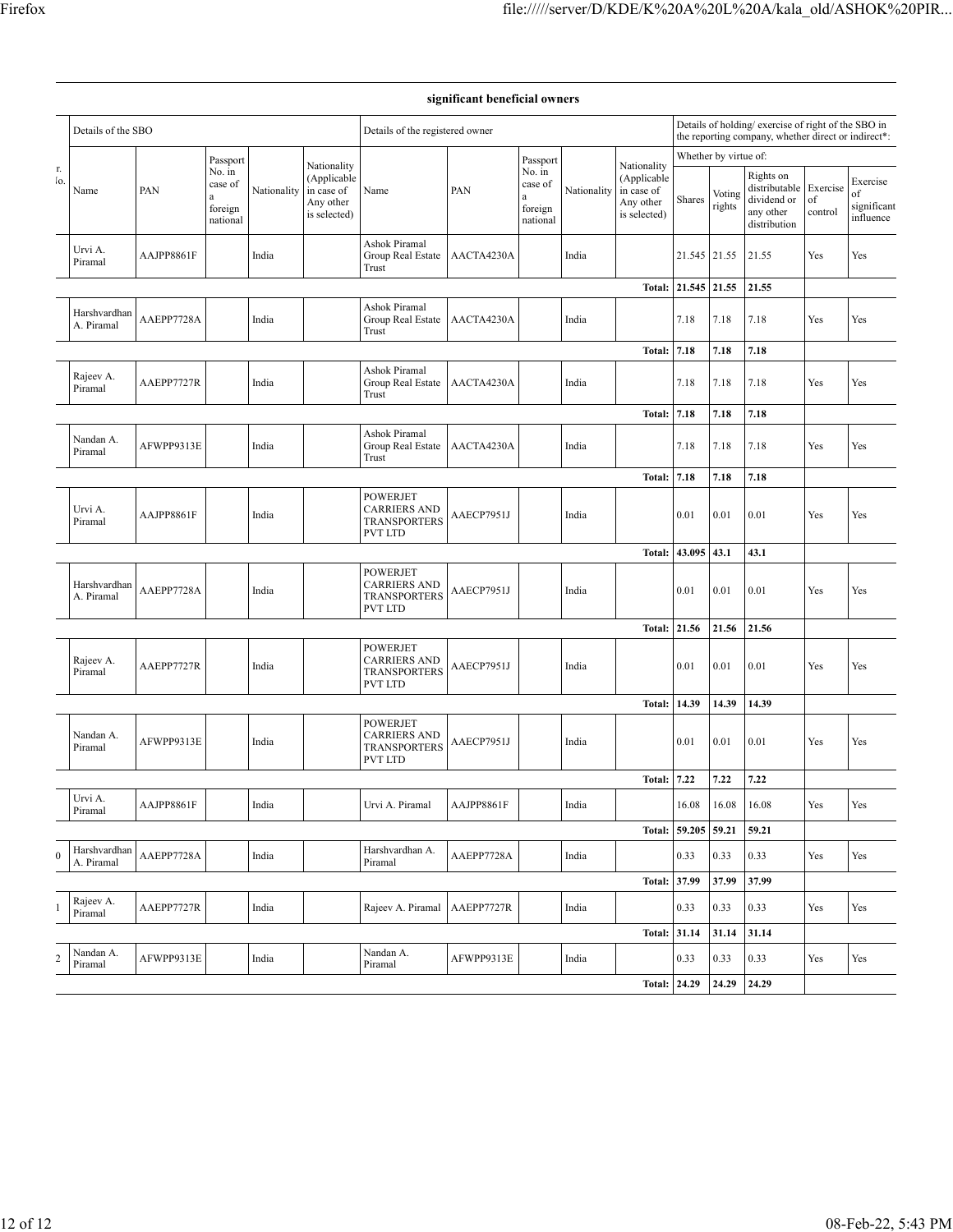## significant beneficial owners

| Sr. No. | Details of the SBO | | | | | Details of the registered owner | | | | | Details of holding/ exercise of right of the SBO in the reporting company, whether direct or indirect*: | | | | |
|---|---|---|---|---|---|---|---|---|---|---|---|---|---|---|---|
| | | | | | | | | | | | Whether by virtue of: | | | | |
| | Name | PAN | Passport No. in case of a foreign national | Nationality | Nationality (Applicable in case of Any other is selected) | Name | PAN | Passport No. in case of a foreign national | Nationality | Nationality (Applicable in case of Any other is selected) | Shares | Voting rights | Rights on distributable dividend or any other distribution | Exercise of control | Exercise of significant influence |
| | Urvi A. Piramal | AAJPP8861F | | India | | Ashok Piramal Group Real Estate Trust | AACTA4230A | | India | | 21.545 | 21.55 | 21.55 | Yes | Yes |
| | | | | | | | | | | Total: | 21.545 | 21.55 | 21.55 | | |
| | Harshvardhan A. Piramal | AAEPP7728A | | India | | Ashok Piramal Group Real Estate Trust | AACTA4230A | | India | | 7.18 | 7.18 | 7.18 | Yes | Yes |
| | | | | | | | | | | Total: | 7.18 | 7.18 | 7.18 | | |
| | Rajeev A. Piramal | AAEPP7727R | | India | | Ashok Piramal Group Real Estate Trust | AACTA4230A | | India | | 7.18 | 7.18 | 7.18 | Yes | Yes |
| | | | | | | | | | | Total: | 7.18 | 7.18 | 7.18 | | |
| | Nandan A. Piramal | AFWPP9313E | | India | | Ashok Piramal Group Real Estate Trust | AACTA4230A | | India | | 7.18 | 7.18 | 7.18 | Yes | Yes |
| | | | | | | | | | | Total: | 7.18 | 7.18 | 7.18 | | |
| | Urvi A. Piramal | AAJPP8861F | | India | | POWERJET CARRIERS AND TRANSPORTERS PVT LTD | AAECP7951J | | India | | 0.01 | 0.01 | 0.01 | Yes | Yes |
| | | | | | | | | | | Total: | 43.095 | 43.1 | 43.1 | | |
| | Harshvardhan A. Piramal | AAEPP7728A | | India | | POWERJET CARRIERS AND TRANSPORTERS PVT LTD | AAECP7951J | | India | | 0.01 | 0.01 | 0.01 | Yes | Yes |
| | | | | | | | | | | Total: | 21.56 | 21.56 | 21.56 | | |
| | Rajeev A. Piramal | AAEPP7727R | | India | | POWERJET CARRIERS AND TRANSPORTERS PVT LTD | AAECP7951J | | India | | 0.01 | 0.01 | 0.01 | Yes | Yes |
| | | | | | | | | | | Total: | 14.39 | 14.39 | 14.39 | | |
| | Nandan A. Piramal | AFWPP9313E | | India | | POWERJET CARRIERS AND TRANSPORTERS PVT LTD | AAECP7951J | | India | | 0.01 | 0.01 | 0.01 | Yes | Yes |
| | | | | | | | | | | Total: | 7.22 | 7.22 | 7.22 | | |
| | Urvi A. Piramal | AAJPP8861F | | India | | Urvi A. Piramal | AAJPP8861F | | India | | 16.08 | 16.08 | 16.08 | Yes | Yes |
| | | | | | | | | | | Total: | 59.205 | 59.21 | 59.21 | | |
| 10 | Harshvardhan A. Piramal | AAEPP7728A | | India | | Harshvardhan A. Piramal | AAEPP7728A | | India | | 0.33 | 0.33 | 0.33 | Yes | Yes |
| | | | | | | | | | | Total: | 37.99 | 37.99 | 37.99 | | |
| 11 | Rajeev A. Piramal | AAEPP7727R | | India | | Rajeev A. Piramal | AAEPP7727R | | India | | 0.33 | 0.33 | 0.33 | Yes | Yes |
| | | | | | | | | | | Total: | 31.14 | 31.14 | 31.14 | | |
| 12 | Nandan A. Piramal | AFWPP9313E | | India | | Nandan A. Piramal | AFWPP9313E | | India | | 0.33 | 0.33 | 0.33 | Yes | Yes |
| | | | | | | | | | | Total: | 24.29 | 24.29 | 24.29 | | |